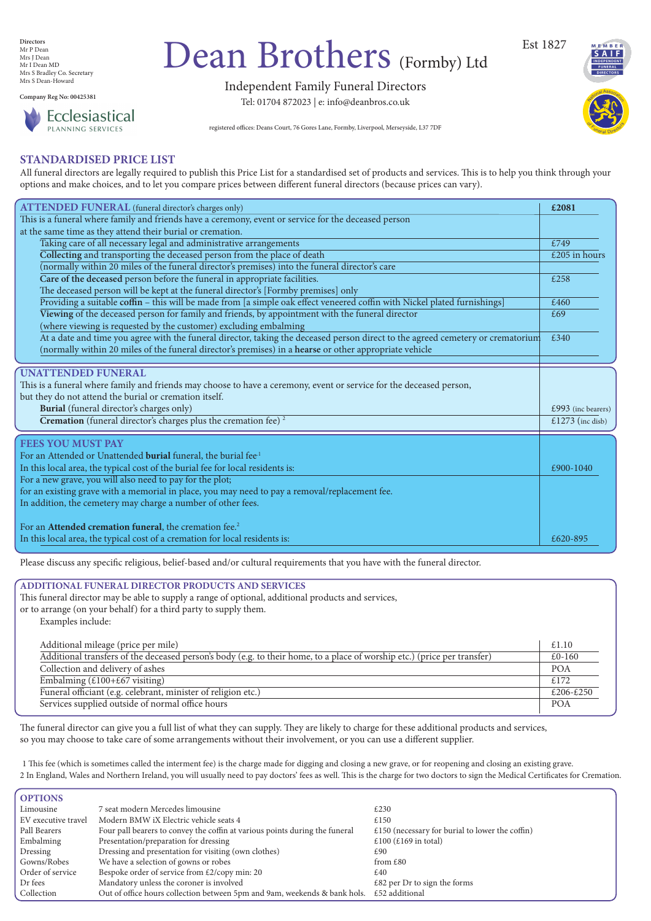Directors
Mr P Dean
Mrs J Dean
Mr I Dean MD
Mrs S Bradley Co. Secretary
Mrs S Dean-Howard

Company Reg No: 00425381

Ecclesiastical PLANNING SERVICES

# Dean Brothers (Formby) Ltd

Est 1827

Independent Family Funeral Directors

Tel: 01704 872023 | e: info@deanbros.co.uk

registered offices: Deans Court, 76 Gores Lane, Formby, Liverpool, Merseyside, L37 7DF

## STANDARDISED PRICE LIST

All funeral directors are legally required to publish this Price List for a standardised set of products and services. This is to help you think through your options and make choices, and to let you compare prices between different funeral directors (because prices can vary).

| **ATTENDED FUNERAL** (funeral director's charges only) | **£2081** |
|---|---|
| This is a funeral where family and friends have a ceremony, event or service for the deceased person at the same time as they attend their burial or cremation. | |
| Taking care of all necessary legal and administrative arrangements | £749 |
| **Collecting** and transporting the deceased person from the place of death (normally within 20 miles of the funeral director's premises) into the funeral director's care | £205 in hours |
| **Care of the deceased** person before the funeral in appropriate facilities. The deceased person will be kept at the funeral director's [Formby premises] only | £258 |
| Providing a suitable **coffin** – this will be made from [a simple oak effect veneered coffin with Nickel plated furnishings] | £460 |
| **Viewing** of the deceased person for family and friends, by appointment with the funeral director (where viewing is requested by the customer) excluding embalming | £69 |
| At a date and time you agree with the funeral director, taking the deceased person direct to the agreed cemetery or crematorium (normally within 20 miles of the funeral director's premises) in a **hearse** or other appropriate vehicle | £340 |

| **UNATTENDED FUNERAL** | |
|---|---|
| This is a funeral where family and friends may choose to have a ceremony, event or service for the deceased person, but they do not attend the burial or cremation itself. | |
| **Burial** (funeral director's charges only) | £993 (inc bearers) |
| **Cremation** (funeral director's charges plus the cremation fee) [2] | £1273 (inc disb) |

| **FEES YOU MUST PAY** | |
|---|---|
| For an Attended or Unattended **burial** funeral, the burial fee[1] In this local area, the typical cost of the burial fee for local residents is: | £900-1040 |
| For a new grave, you will also need to pay for the plot; for an existing grave with a memorial in place, you may need to pay a removal/replacement fee. In addition, the cemetery may charge a number of other fees. | |
| For an **Attended cremation funeral**, the cremation fee.[2] In this local area, the typical cost of a cremation for local residents is: | £620-895 |

Please discuss any specific religious, belief-based and/or cultural requirements that you have with the funeral director.

### ADDITIONAL FUNERAL DIRECTOR PRODUCTS AND SERVICES

This funeral director may be able to supply a range of optional, additional products and services, or to arrange (on your behalf) for a third party to supply them.

Examples include:

| Item | Price |
|---|---|
| Additional mileage (price per mile) | £1.10 |
| Additional transfers of the deceased person's body (e.g. to their home, to a place of worship etc.) (price per transfer) | £0-160 |
| Collection and delivery of ashes | POA |
| Embalming (£100+£67 visiting) | £172 |
| Funeral officiant (e.g. celebrant, minister of religion etc.) | £206-£250 |
| Services supplied outside of normal office hours | POA |

The funeral director can give you a full list of what they can supply. They are likely to charge for these additional products and services, so you may choose to take care of some arrangements without their involvement, or you can use a different supplier.

1 This fee (which is sometimes called the interment fee) is the charge made for digging and closing a new grave, or for reopening and closing an existing grave.
2 In England, Wales and Northern Ireland, you will usually need to pay doctors' fees as well. This is the charge for two doctors to sign the Medical Certificates for Cremation.

### OPTIONS

| Option | Description | Price |
|---|---|---|
| Limousine | 7 seat modern Mercedes limousine | £230 |
| EV executive travel | Modern BMW iX Electric vehicle seats 4 | £150 |
| Pall Bearers | Four pall bearers to convey the coffin at various points during the funeral | £150 (necessary for burial to lower the coffin) |
| Embalming | Presentation/preparation for dressing | £100 (£169 in total) |
| Dressing | Dressing and presentation for visiting (own clothes) | £90 |
| Gowns/Robes | We have a selection of gowns or robes | from £80 |
| Order of service | Bespoke order of service from £2/copy min: 20 | £40 |
| Dr fees | Mandatory unless the coroner is involved | £82 per Dr to sign the forms |
| Collection | Out of office hours collection between 5pm and 9am, weekends & bank hols. | £52 additional |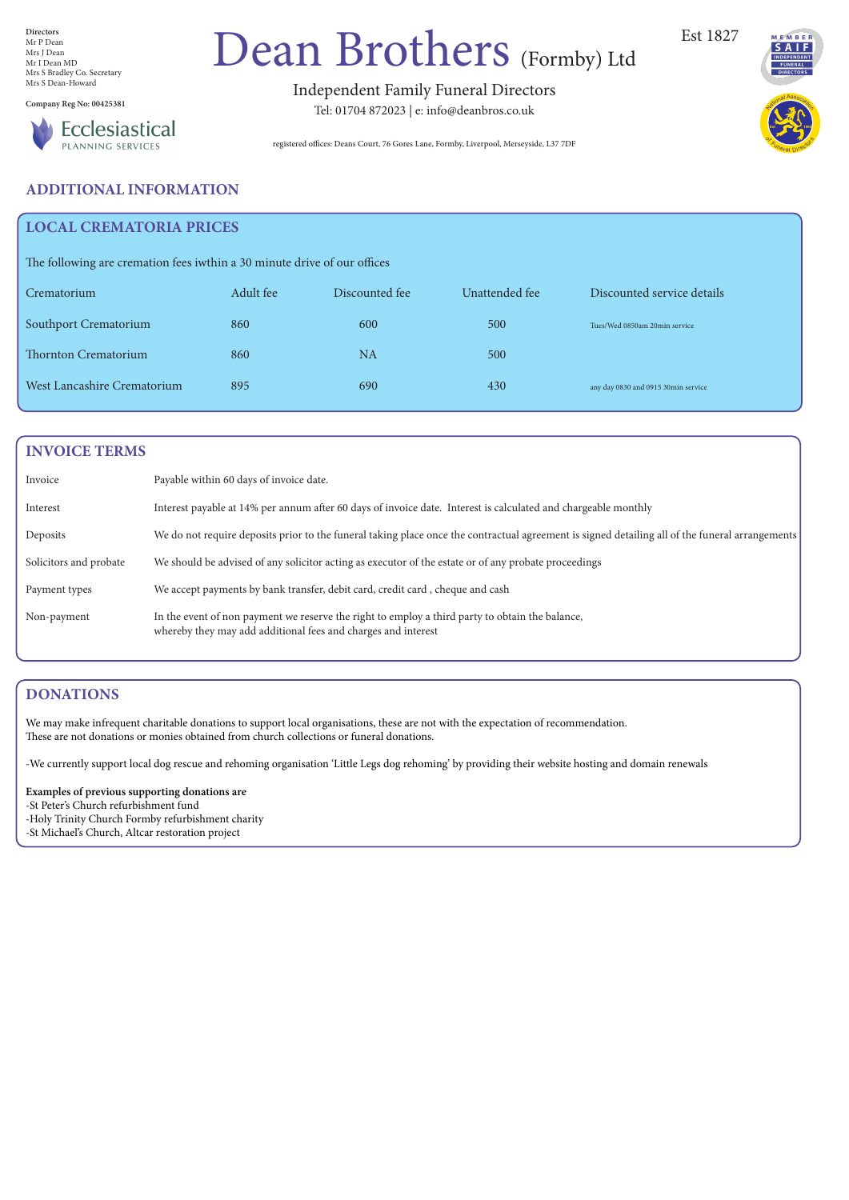Directors
Mr P Dean
Mrs J Dean
Mr I Dean MD
Mrs S Bradley Co. Secretary
Mrs S Dean-Howard

Company Reg No: 00425381

Ecclesiastical
PLANNING SERVICES

# Dean Brothers (Formby) Ltd

Est 1827

Independent Family Funeral Directors

Tel: 01704 872023 | e: info@deanbros.co.uk

registered offices: Deans Court, 76 Gores Lane, Formby, Liverpool, Merseyside, L37 7DF

## ADDITIONAL INFORMATION

### LOCAL CREMATORIA PRICES

The following are cremation fees iwthin a 30 minute drive of our offices

| Crematorium | Adult fee | Discounted fee | Unattended fee | Discounted service details |
|---|---|---|---|---|
| Southport Crematorium | 860 | 600 | 500 | Tues/Wed 0850am 20min service |
| Thornton Crematorium | 860 | NA | 500 | |
| West Lancashire Crematorium | 895 | 690 | 430 | any day 0830 and 0915 30min service |

### INVOICE TERMS

| | |
|---|---|
| Invoice | Payable within 60 days of invoice date. |
| Interest | Interest payable at 14% per annum after 60 days of invoice date. Interest is calculated and chargeable monthly |
| Deposits | We do not require deposits prior to the funeral taking place once the contractual agreement is signed detailing all of the funeral arrangements |
| Solicitors and probate | We should be advised of any solicitor acting as executor of the estate or of any probate proceedings |
| Payment types | We accept payments by bank transfer, debit card, credit card , cheque and cash |
| Non-payment | In the event of non payment we reserve the right to employ a third party to obtain the balance, whereby they may add additional fees and charges and interest |

### DONATIONS

We may make infrequent charitable donations to support local organisations, these are not with the expectation of recommendation.
These are not donations or monies obtained from church collections or funeral donations.

-We currently support local dog rescue and rehoming organisation 'Little Legs dog rehoming' by providing their website hosting and domain renewals

**Examples of previous supporting donations are**
-St Peter's Church refurbishment fund
-Holy Trinity Church Formby refurbishment charity
-St Michael's Church, Altcar restoration project